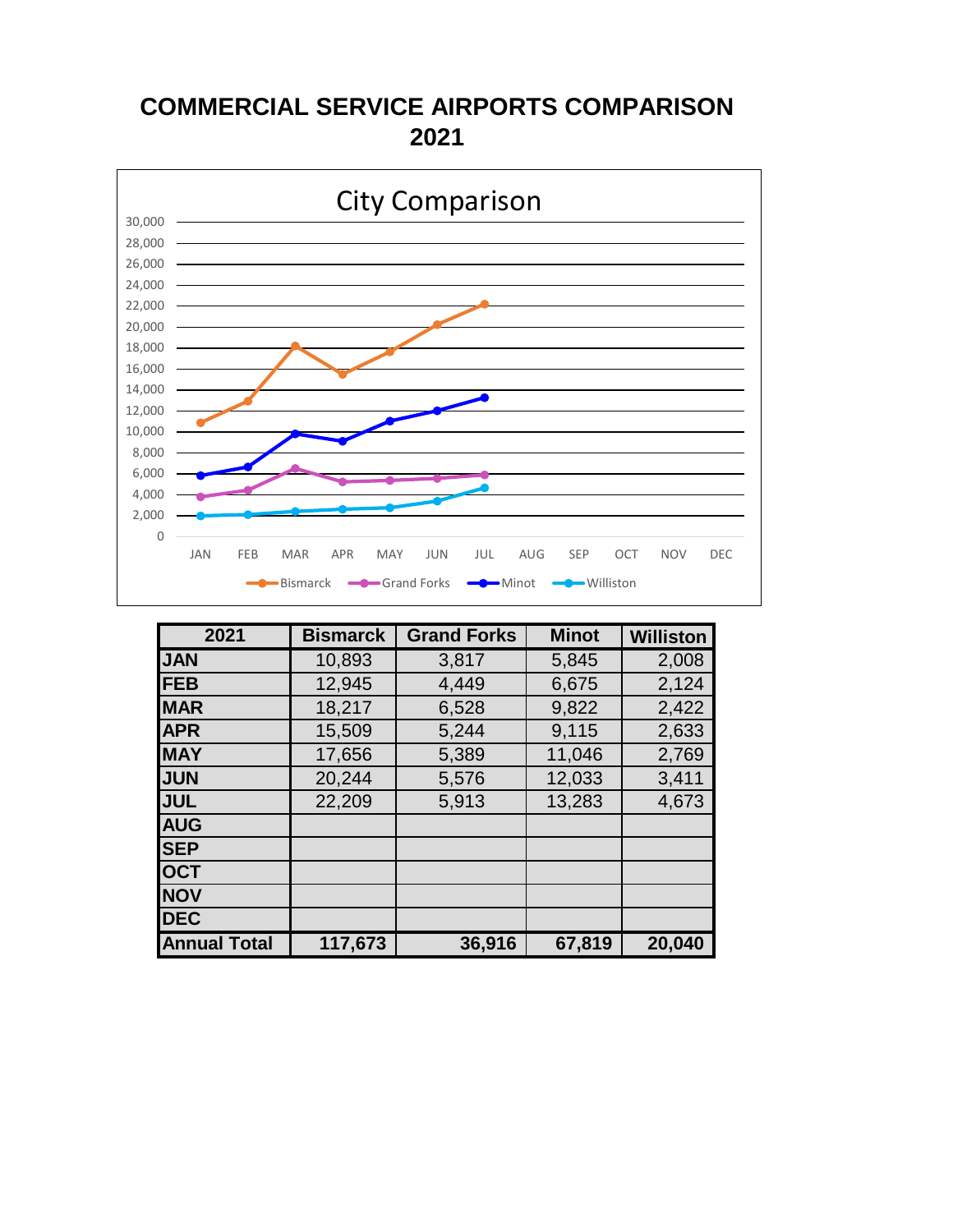# COMMERCIAL SERVICE AIRPORTS COMPARISON
# 2021

City Comparison

| 2021 | Bismarck | Grand Forks | Minot | Williston |
|---|---|---|---|---|
| JAN | 10,893 | 3,817 | 5,845 | 2,008 |
| FEB | 12,945 | 4,449 | 6,675 | 2,124 |
| MAR | 18,217 | 6,528 | 9,822 | 2,422 |
| APR | 15,509 | 5,244 | 9,115 | 2,633 |
| MAY | 17,656 | 5,389 | 11,046 | 2,769 |
| JUN | 20,244 | 5,576 | 12,033 | 3,411 |
| JUL | 22,209 | 5,913 | 13,283 | 4,673 |
| AUG | | | | |
| SEP | | | | |
| OCT | | | | |
| NOV | | | | |
| DEC | | | | |
| **Annual Total** | **117,673** | **36,916** | **67,819** | **20,040** |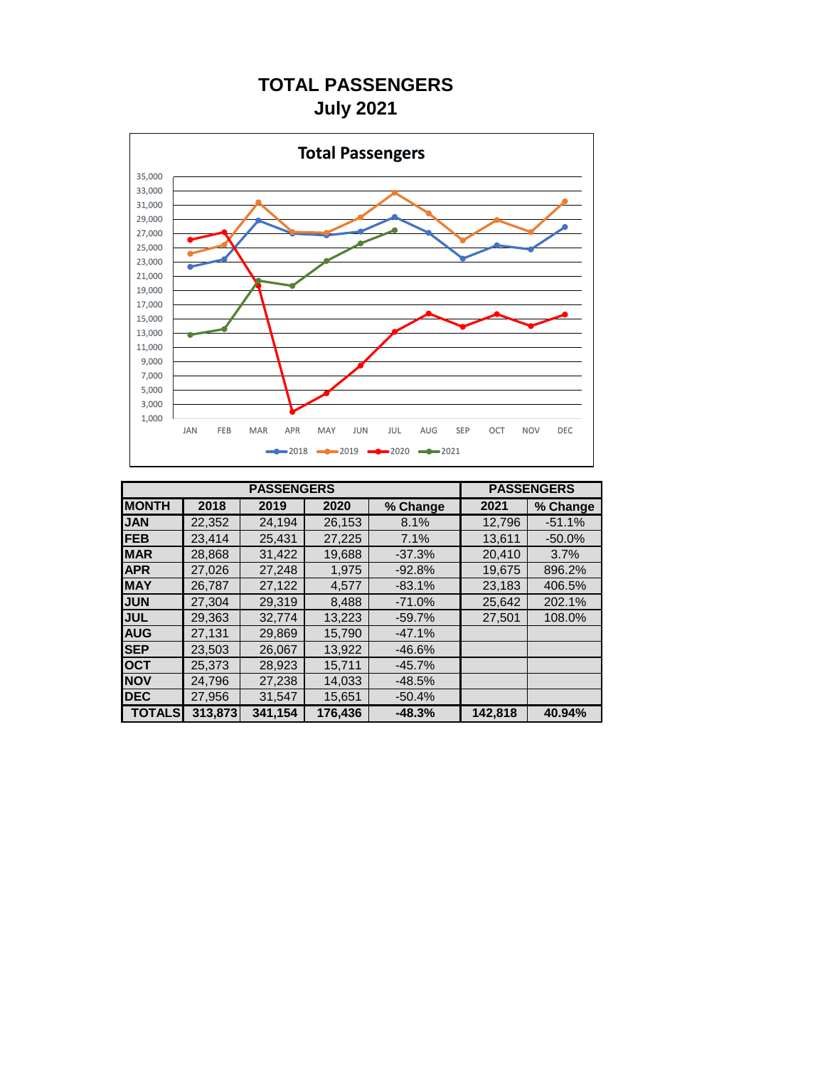# TOTAL PASSENGERS
## July 2021

**Total Passengers**

| PASSENGERS | | | | | PASSENGERS | |
|---|---|---|---|---|---|---|
| **MONTH** | **2018** | **2019** | **2020** | **% Change** | **2021** | **% Change** |
| **JAN** | 22,352 | 24,194 | 26,153 | 8.1% | 12,796 | -51.1% |
| **FEB** | 23,414 | 25,431 | 27,225 | 7.1% | 13,611 | -50.0% |
| **MAR** | 28,868 | 31,422 | 19,688 | -37.3% | 20,410 | 3.7% |
| **APR** | 27,026 | 27,248 | 1,975 | -92.8% | 19,675 | 896.2% |
| **MAY** | 26,787 | 27,122 | 4,577 | -83.1% | 23,183 | 406.5% |
| **JUN** | 27,304 | 29,319 | 8,488 | -71.0% | 25,642 | 202.1% |
| **JUL** | 29,363 | 32,774 | 13,223 | -59.7% | 27,501 | 108.0% |
| **AUG** | 27,131 | 29,869 | 15,790 | -47.1% | | |
| **SEP** | 23,503 | 26,067 | 13,922 | -46.6% | | |
| **OCT** | 25,373 | 28,923 | 15,711 | -45.7% | | |
| **NOV** | 24,796 | 27,238 | 14,033 | -48.5% | | |
| **DEC** | 27,956 | 31,547 | 15,651 | -50.4% | | |
| **TOTALS** | **313,873** | **341,154** | **176,436** | **-48.3%** | **142,818** | **40.94%** |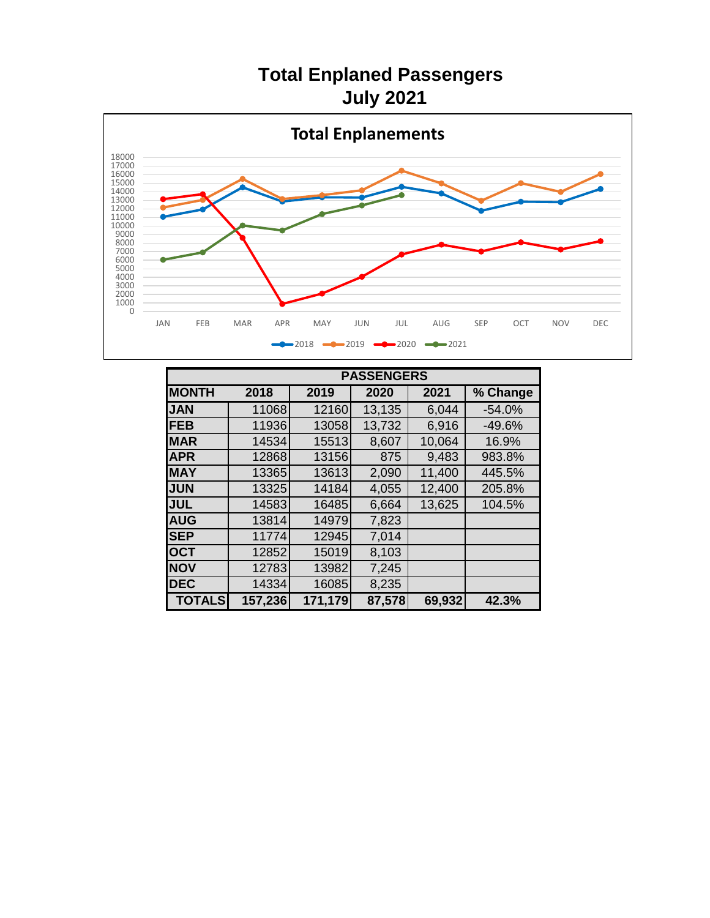# Total Enplaned Passengers
## July 2021

**Total Enplanements**

| PASSENGERS | | | | | |
|---|---|---|---|---|---|
| **MONTH** | **2018** | **2019** | **2020** | **2021** | **% Change** |
| **JAN** | 11068 | 12160 | 13,135 | 6,044 | -54.0% |
| **FEB** | 11936 | 13058 | 13,732 | 6,916 | -49.6% |
| **MAR** | 14534 | 15513 | 8,607 | 10,064 | 16.9% |
| **APR** | 12868 | 13156 | 875 | 9,483 | 983.8% |
| **MAY** | 13365 | 13613 | 2,090 | 11,400 | 445.5% |
| **JUN** | 13325 | 14184 | 4,055 | 12,400 | 205.8% |
| **JUL** | 14583 | 16485 | 6,664 | 13,625 | 104.5% |
| **AUG** | 13814 | 14979 | 7,823 | | |
| **SEP** | 11774 | 12945 | 7,014 | | |
| **OCT** | 12852 | 15019 | 8,103 | | |
| **NOV** | 12783 | 13982 | 7,245 | | |
| **DEC** | 14334 | 16085 | 8,235 | | |
| **TOTALS** | **157,236** | **171,179** | **87,578** | **69,932** | **42.3%** |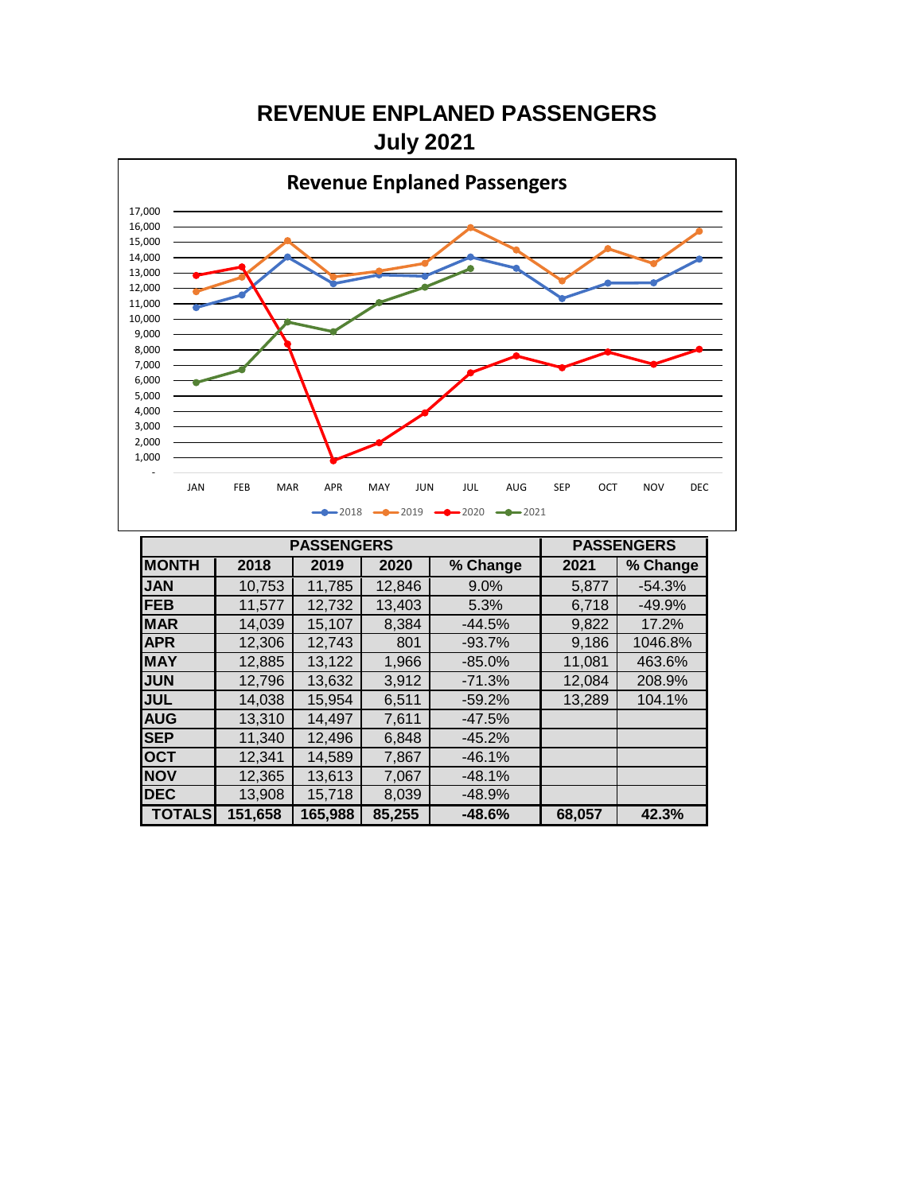# REVENUE ENPLANED PASSENGERS
## July 2021

| PASSENGERS | | | | | PASSENGERS | |
|---|---|---|---|---|---|---|
| MONTH | 2018 | 2019 | 2020 | % Change | 2021 | % Change |
| JAN | 10,753 | 11,785 | 12,846 | 9.0% | 5,877 | -54.3% |
| FEB | 11,577 | 12,732 | 13,403 | 5.3% | 6,718 | -49.9% |
| MAR | 14,039 | 15,107 | 8,384 | -44.5% | 9,822 | 17.2% |
| APR | 12,306 | 12,743 | 801 | -93.7% | 9,186 | 1046.8% |
| MAY | 12,885 | 13,122 | 1,966 | -85.0% | 11,081 | 463.6% |
| JUN | 12,796 | 13,632 | 3,912 | -71.3% | 12,084 | 208.9% |
| JUL | 14,038 | 15,954 | 6,511 | -59.2% | 13,289 | 104.1% |
| AUG | 13,310 | 14,497 | 7,611 | -47.5% | | |
| SEP | 11,340 | 12,496 | 6,848 | -45.2% | | |
| OCT | 12,341 | 14,589 | 7,867 | -46.1% | | |
| NOV | 12,365 | 13,613 | 7,067 | -48.1% | | |
| DEC | 13,908 | 15,718 | 8,039 | -48.9% | | |
| **TOTALS** | **151,658** | **165,988** | **85,255** | **-48.6%** | **68,057** | **42.3%** |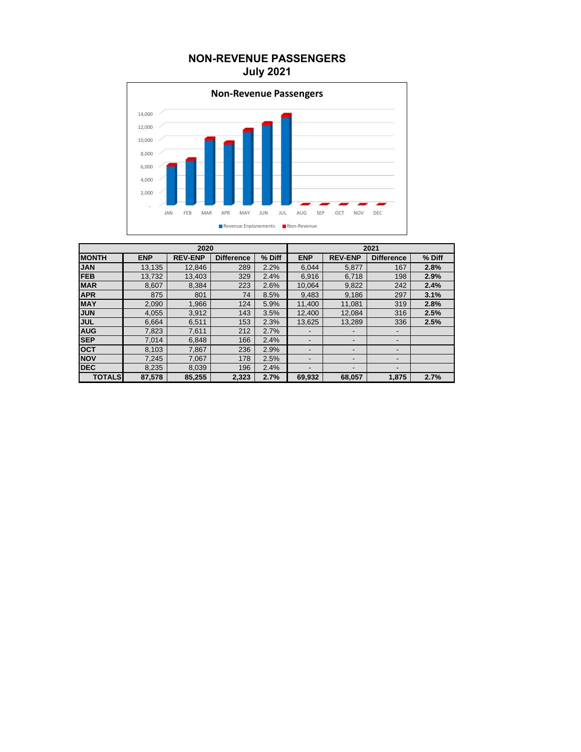# NON-REVENUE PASSENGERS
## July 2021

**Non-Revenue Passengers**

Revenue Enplanements | Non-Revenue

| | 2020 | | | | 2021 | | | |
|---|---|---|---|---|---|---|---|---|
| **MONTH** | **ENP** | **REV-ENP** | **Difference** | **% Diff** | **ENP** | **REV-ENP** | **Difference** | **% Diff** |
| **JAN** | 13,135 | 12,846 | 289 | 2.2% | 6,044 | 5,877 | 167 | **2.8%** |
| **FEB** | 13,732 | 13,403 | 329 | 2.4% | 6,916 | 6,718 | 198 | **2.9%** |
| **MAR** | 8,607 | 8,384 | 223 | 2.6% | 10,064 | 9,822 | 242 | **2.4%** |
| **APR** | 875 | 801 | 74 | 8.5% | 9,483 | 9,186 | 297 | **3.1%** |
| **MAY** | 2,090 | 1,966 | 124 | 5.9% | 11,400 | 11,081 | 319 | **2.8%** |
| **JUN** | 4,055 | 3,912 | 143 | 3.5% | 12,400 | 12,084 | 316 | **2.5%** |
| **JUL** | 6,664 | 6,511 | 153 | 2.3% | 13,625 | 13,289 | 336 | **2.5%** |
| **AUG** | 7,823 | 7,611 | 212 | 2.7% | - | - | - | |
| **SEP** | 7,014 | 6,848 | 166 | 2.4% | - | - | - | |
| **OCT** | 8,103 | 7,867 | 236 | 2.9% | - | - | - | |
| **NOV** | 7,245 | 7,067 | 178 | 2.5% | - | - | - | |
| **DEC** | 8,235 | 8,039 | 196 | 2.4% | - | - | - | |
| **TOTALS** | **87,578** | **85,255** | **2,323** | **2.7%** | **69,932** | **68,057** | **1,875** | **2.7%** |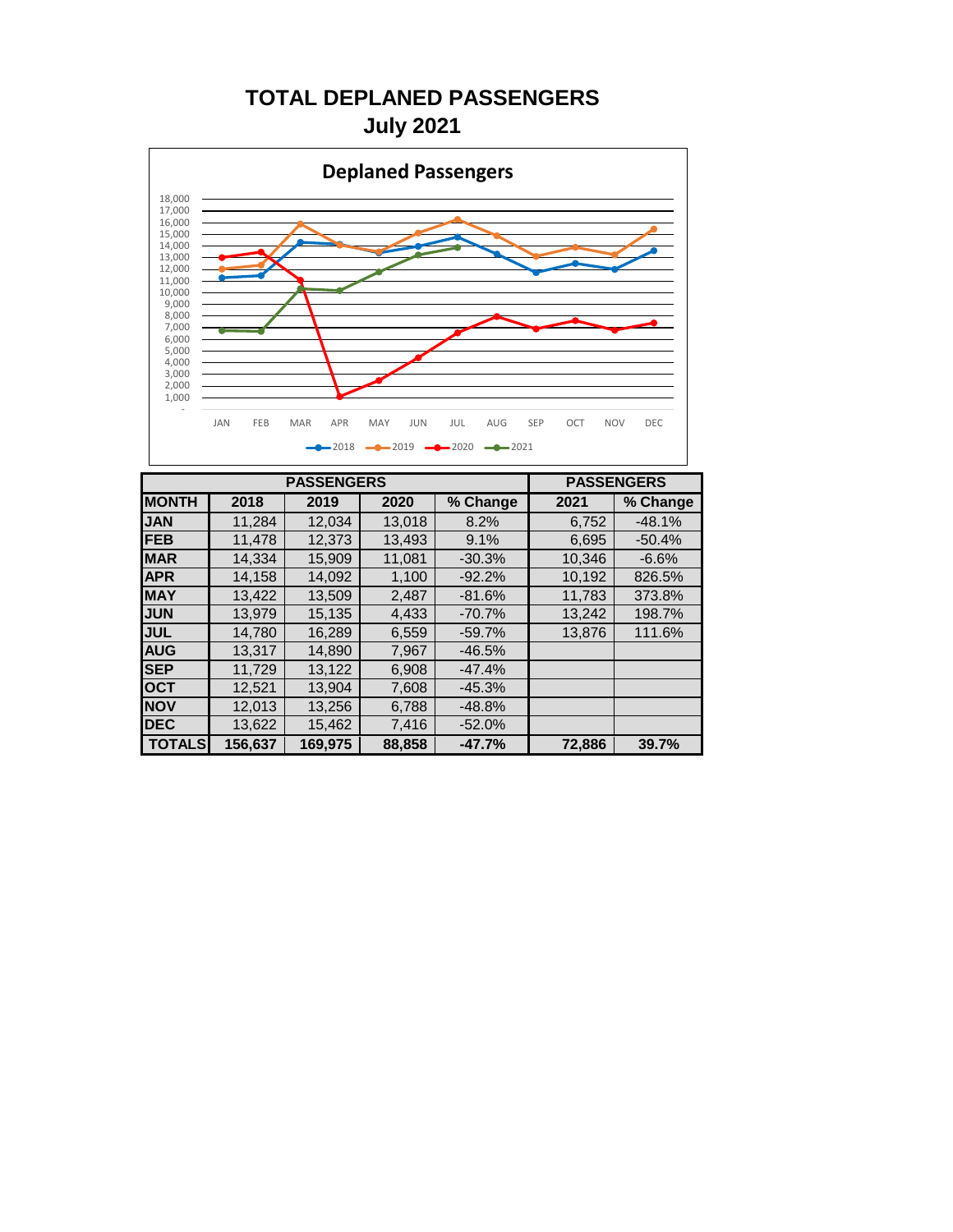# TOTAL DEPLANED PASSENGERS
## July 2021

Deplaned Passengers

| PASSENGERS | | | | | PASSENGERS | |
|---|---|---|---|---|---|---|
| MONTH | 2018 | 2019 | 2020 | % Change | 2021 | % Change |
| JAN | 11,284 | 12,034 | 13,018 | 8.2% | 6,752 | -48.1% |
| FEB | 11,478 | 12,373 | 13,493 | 9.1% | 6,695 | -50.4% |
| MAR | 14,334 | 15,909 | 11,081 | -30.3% | 10,346 | -6.6% |
| APR | 14,158 | 14,092 | 1,100 | -92.2% | 10,192 | 826.5% |
| MAY | 13,422 | 13,509 | 2,487 | -81.6% | 11,783 | 373.8% |
| JUN | 13,979 | 15,135 | 4,433 | -70.7% | 13,242 | 198.7% |
| JUL | 14,780 | 16,289 | 6,559 | -59.7% | 13,876 | 111.6% |
| AUG | 13,317 | 14,890 | 7,967 | -46.5% | | |
| SEP | 11,729 | 13,122 | 6,908 | -47.4% | | |
| OCT | 12,521 | 13,904 | 7,608 | -45.3% | | |
| NOV | 12,013 | 13,256 | 6,788 | -48.8% | | |
| DEC | 13,622 | 15,462 | 7,416 | -52.0% | | |
| **TOTALS** | **156,637** | **169,975** | **88,858** | **-47.7%** | **72,886** | **39.7%** |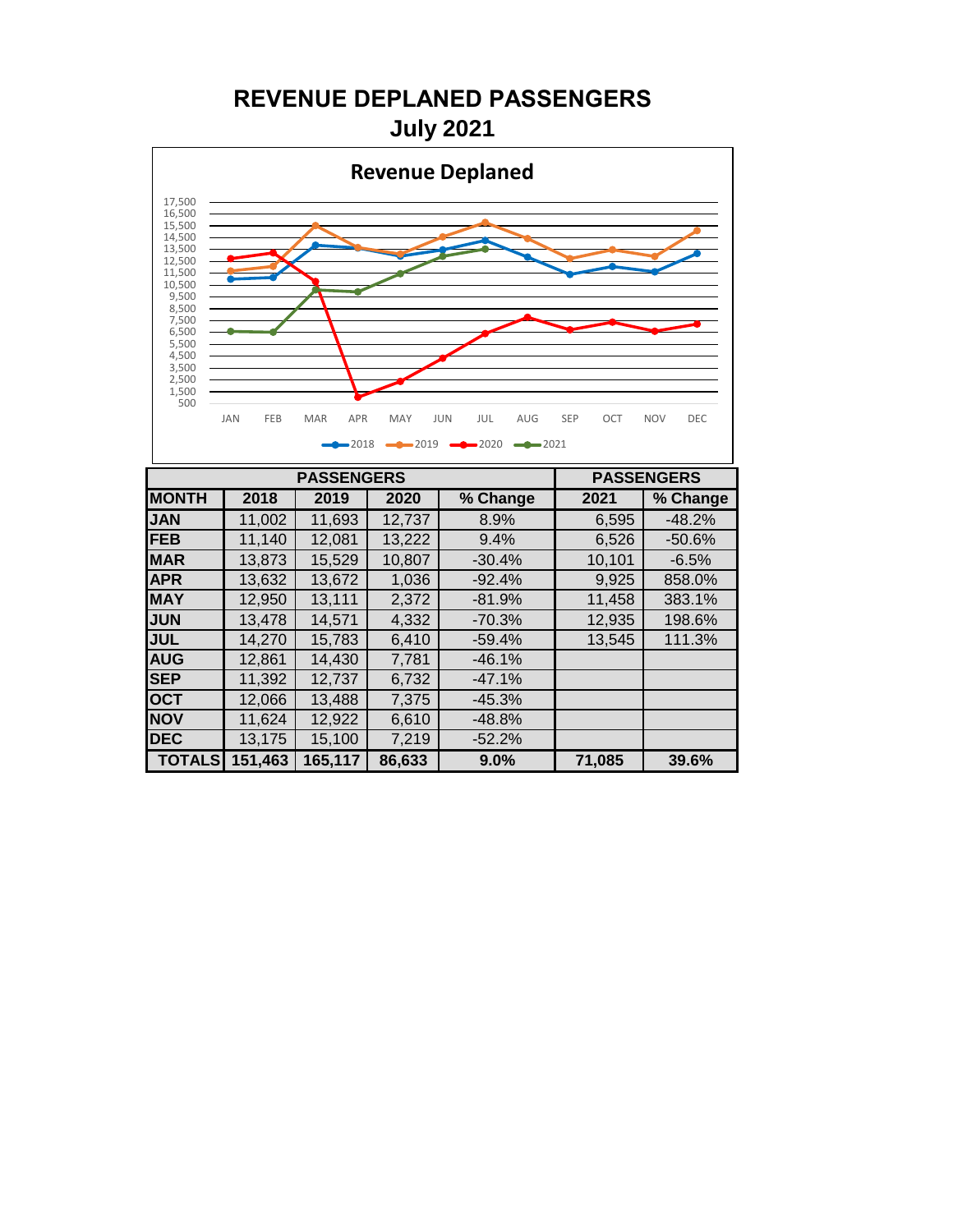# REVENUE DEPLANED PASSENGERS

## July 2021

**Revenue Deplaned**

2018 2019 2020 2021

| PASSENGERS | | | | | PASSENGERS | |
|---|---|---|---|---|---|---|
| MONTH | 2018 | 2019 | 2020 | % Change | 2021 | % Change |
| JAN | 11,002 | 11,693 | 12,737 | 8.9% | 6,595 | -48.2% |
| FEB | 11,140 | 12,081 | 13,222 | 9.4% | 6,526 | -50.6% |
| MAR | 13,873 | 15,529 | 10,807 | -30.4% | 10,101 | -6.5% |
| APR | 13,632 | 13,672 | 1,036 | -92.4% | 9,925 | 858.0% |
| MAY | 12,950 | 13,111 | 2,372 | -81.9% | 11,458 | 383.1% |
| JUN | 13,478 | 14,571 | 4,332 | -70.3% | 12,935 | 198.6% |
| JUL | 14,270 | 15,783 | 6,410 | -59.4% | 13,545 | 111.3% |
| AUG | 12,861 | 14,430 | 7,781 | -46.1% | | |
| SEP | 11,392 | 12,737 | 6,732 | -47.1% | | |
| OCT | 12,066 | 13,488 | 7,375 | -45.3% | | |
| NOV | 11,624 | 12,922 | 6,610 | -48.8% | | |
| DEC | 13,175 | 15,100 | 7,219 | -52.2% | | |
| **TOTALS** | **151,463** | **165,117** | **86,633** | **9.0%** | **71,085** | **39.6%** |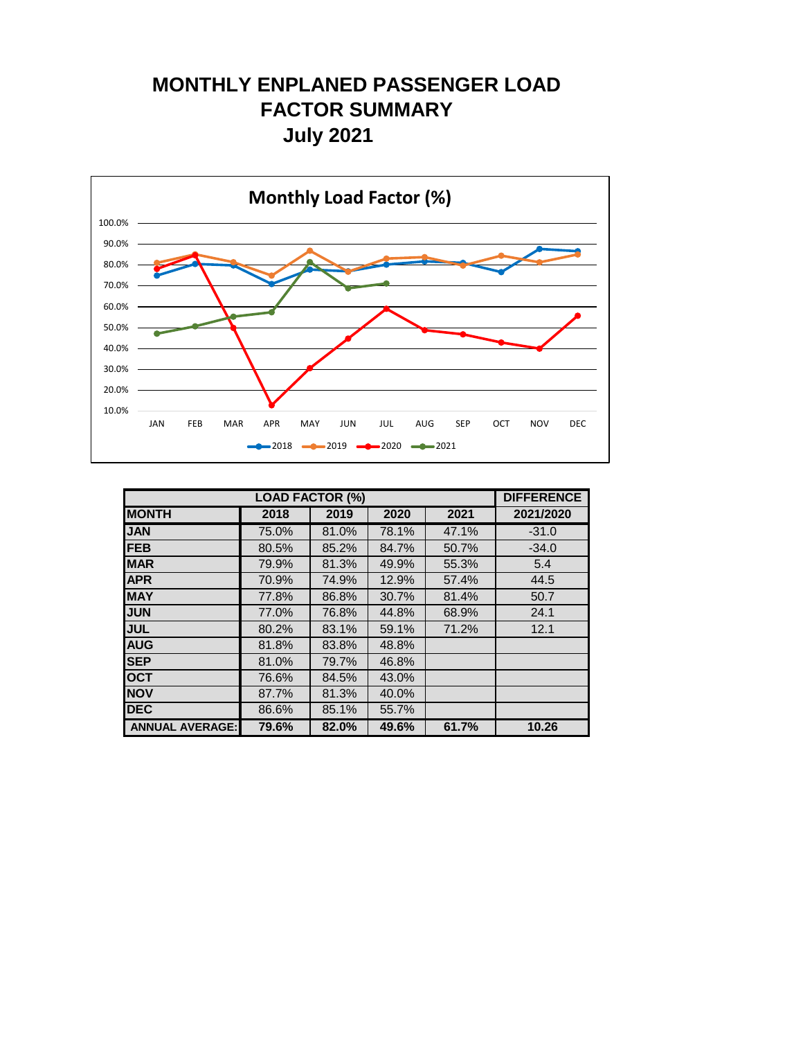# MONTHLY ENPLANED PASSENGER LOAD FACTOR SUMMARY
## July 2021

| LOAD FACTOR (%) | | | | | DIFFERENCE |
|---|---|---|---|---|---|
| MONTH | 2018 | 2019 | 2020 | 2021 | 2021/2020 |
| JAN | 75.0% | 81.0% | 78.1% | 47.1% | -31.0 |
| FEB | 80.5% | 85.2% | 84.7% | 50.7% | -34.0 |
| MAR | 79.9% | 81.3% | 49.9% | 55.3% | 5.4 |
| APR | 70.9% | 74.9% | 12.9% | 57.4% | 44.5 |
| MAY | 77.8% | 86.8% | 30.7% | 81.4% | 50.7 |
| JUN | 77.0% | 76.8% | 44.8% | 68.9% | 24.1 |
| JUL | 80.2% | 83.1% | 59.1% | 71.2% | 12.1 |
| AUG | 81.8% | 83.8% | 48.8% | | |
| SEP | 81.0% | 79.7% | 46.8% | | |
| OCT | 76.6% | 84.5% | 43.0% | | |
| NOV | 87.7% | 81.3% | 40.0% | | |
| DEC | 86.6% | 85.1% | 55.7% | | |
| **ANNUAL AVERAGE:** | **79.6%** | **82.0%** | **49.6%** | **61.7%** | **10.26** |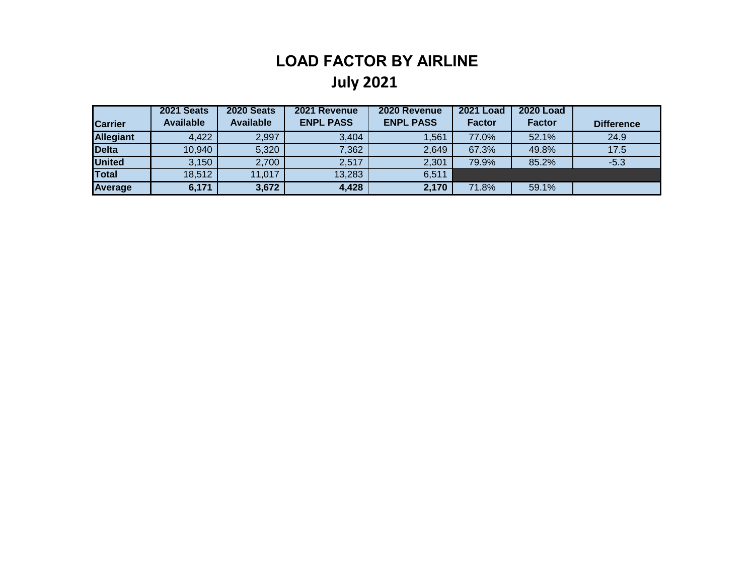# LOAD FACTOR BY AIRLINE

## July 2021

| Carrier | 2021 Seats Available | 2020 Seats Available | 2021 Revenue ENPL PASS | 2020 Revenue ENPL PASS | 2021 Load Factor | 2020 Load Factor | Difference |
|---|---|---|---|---|---|---|---|
| **Allegiant** | 4,422 | 2,997 | 3,404 | 1,561 | 77.0% | 52.1% | 24.9 |
| **Delta** | 10,940 | 5,320 | 7,362 | 2,649 | 67.3% | 49.8% | 17.5 |
| **United** | 3,150 | 2,700 | 2,517 | 2,301 | 79.9% | 85.2% | -5.3 |
| **Total** | 18,512 | 11,017 | 13,283 | 6,511 | | | |
| **Average** | **6,171** | **3,672** | **4,428** | **2,170** | 71.8% | 59.1% | |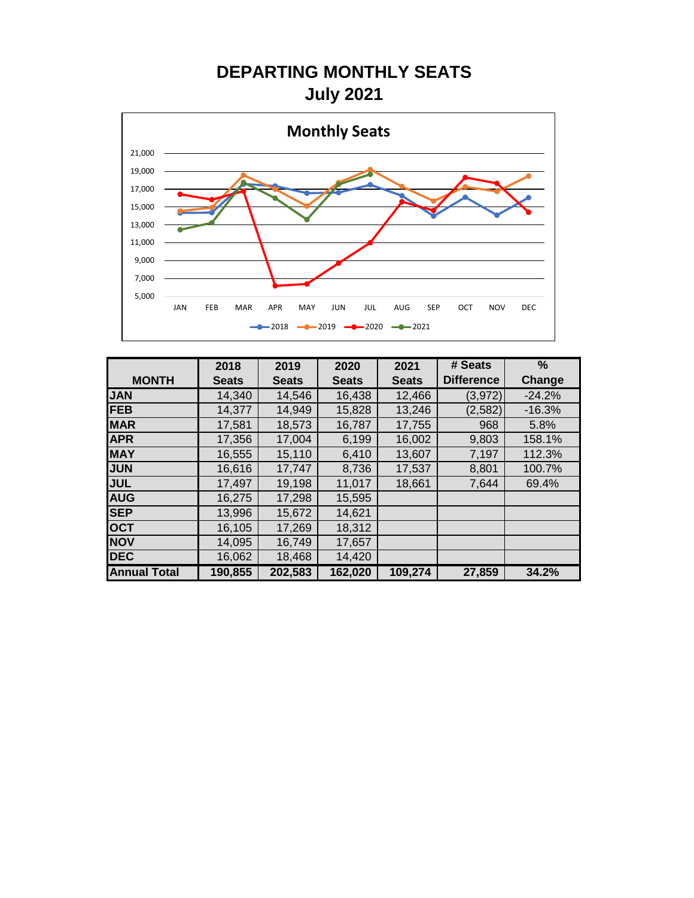# DEPARTING MONTHLY SEATS
## July 2021

Monthly Seats

| MONTH | 2018 Seats | 2019 Seats | 2020 Seats | 2021 Seats | # Seats Difference | % Change |
|---|---|---|---|---|---|---|
| JAN | 14,340 | 14,546 | 16,438 | 12,466 | (3,972) | -24.2% |
| FEB | 14,377 | 14,949 | 15,828 | 13,246 | (2,582) | -16.3% |
| MAR | 17,581 | 18,573 | 16,787 | 17,755 | 968 | 5.8% |
| APR | 17,356 | 17,004 | 6,199 | 16,002 | 9,803 | 158.1% |
| MAY | 16,555 | 15,110 | 6,410 | 13,607 | 7,197 | 112.3% |
| JUN | 16,616 | 17,747 | 8,736 | 17,537 | 8,801 | 100.7% |
| JUL | 17,497 | 19,198 | 11,017 | 18,661 | 7,644 | 69.4% |
| AUG | 16,275 | 17,298 | 15,595 | | | |
| SEP | 13,996 | 15,672 | 14,621 | | | |
| OCT | 16,105 | 17,269 | 18,312 | | | |
| NOV | 14,095 | 16,749 | 17,657 | | | |
| DEC | 16,062 | 18,468 | 14,420 | | | |
| **Annual Total** | **190,855** | **202,583** | **162,020** | **109,274** | **27,859** | **34.2%** |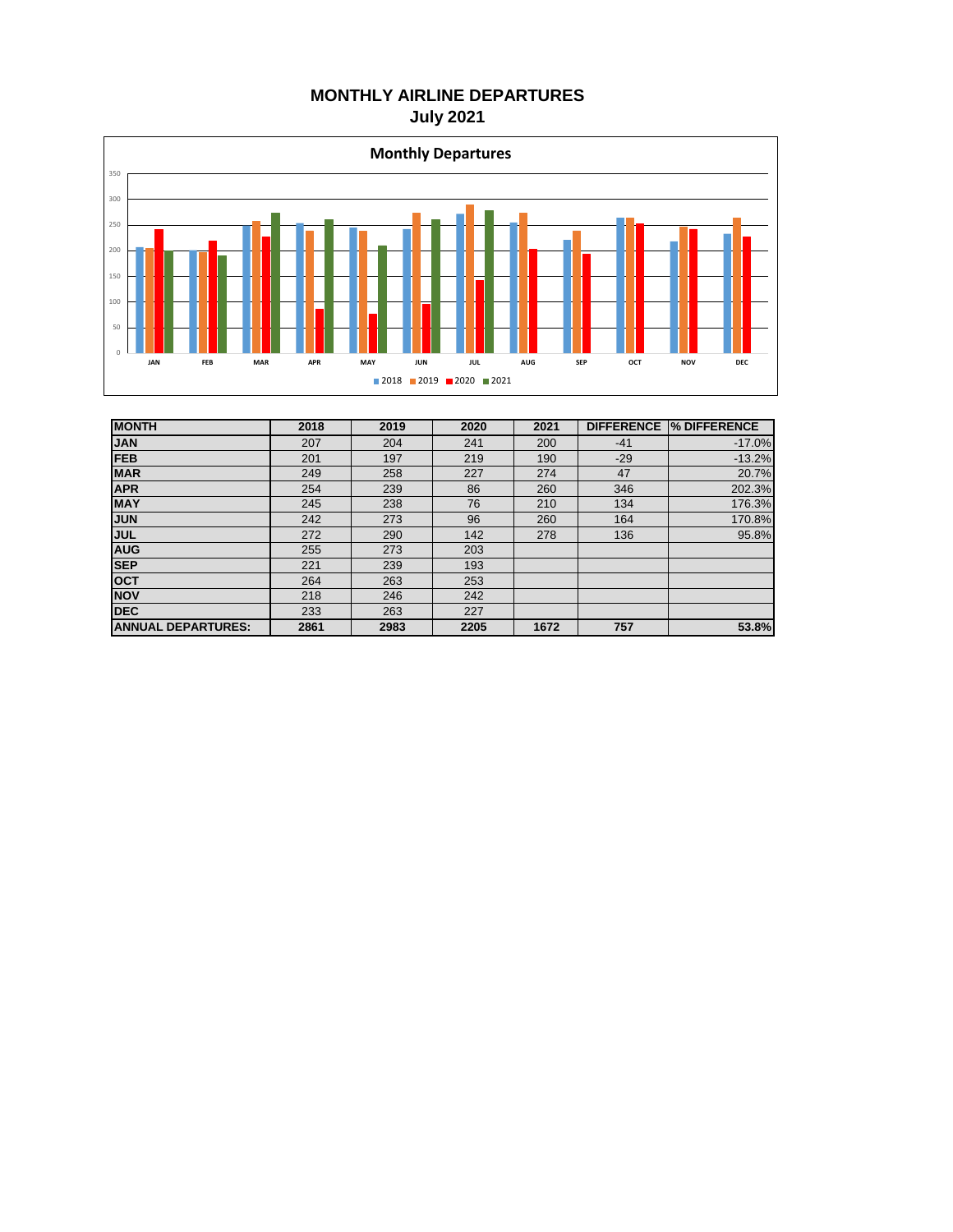# MONTHLY AIRLINE DEPARTURES
## July 2021

Monthly Departures

| MONTH | 2018 | 2019 | 2020 | 2021 | DIFFERENCE | % DIFFERENCE |
|---|---|---|---|---|---|---|
| JAN | 207 | 204 | 241 | 200 | -41 | -17.0% |
| FEB | 201 | 197 | 219 | 190 | -29 | -13.2% |
| MAR | 249 | 258 | 227 | 274 | 47 | 20.7% |
| APR | 254 | 239 | 86 | 260 | 346 | 202.3% |
| MAY | 245 | 238 | 76 | 210 | 134 | 176.3% |
| JUN | 242 | 273 | 96 | 260 | 164 | 170.8% |
| JUL | 272 | 290 | 142 | 278 | 136 | 95.8% |
| AUG | 255 | 273 | 203 | | | |
| SEP | 221 | 239 | 193 | | | |
| OCT | 264 | 263 | 253 | | | |
| NOV | 218 | 246 | 242 | | | |
| DEC | 233 | 263 | 227 | | | |
| ANNUAL DEPARTURES: | 2861 | 2983 | 2205 | 1672 | 757 | 53.8% |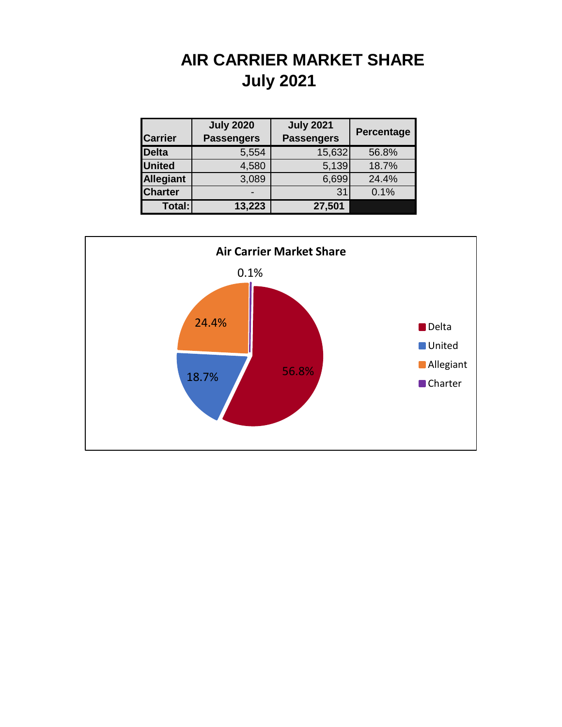# AIR CARRIER MARKET SHARE
## July 2021

| Carrier | July 2020 Passengers | July 2021 Passengers | Percentage |
|---|---|---|---|
| Delta | 5,554 | 15,632 | 56.8% |
| United | 4,580 | 5,139 | 18.7% |
| Allegiant | 3,089 | 6,699 | 24.4% |
| Charter | - | 31 | 0.1% |
| Total: | 13,223 | 27,501 | |

**Air Carrier Market Share**

0.1%

24.4%

18.7%

56.8%

Delta
United
Allegiant
Charter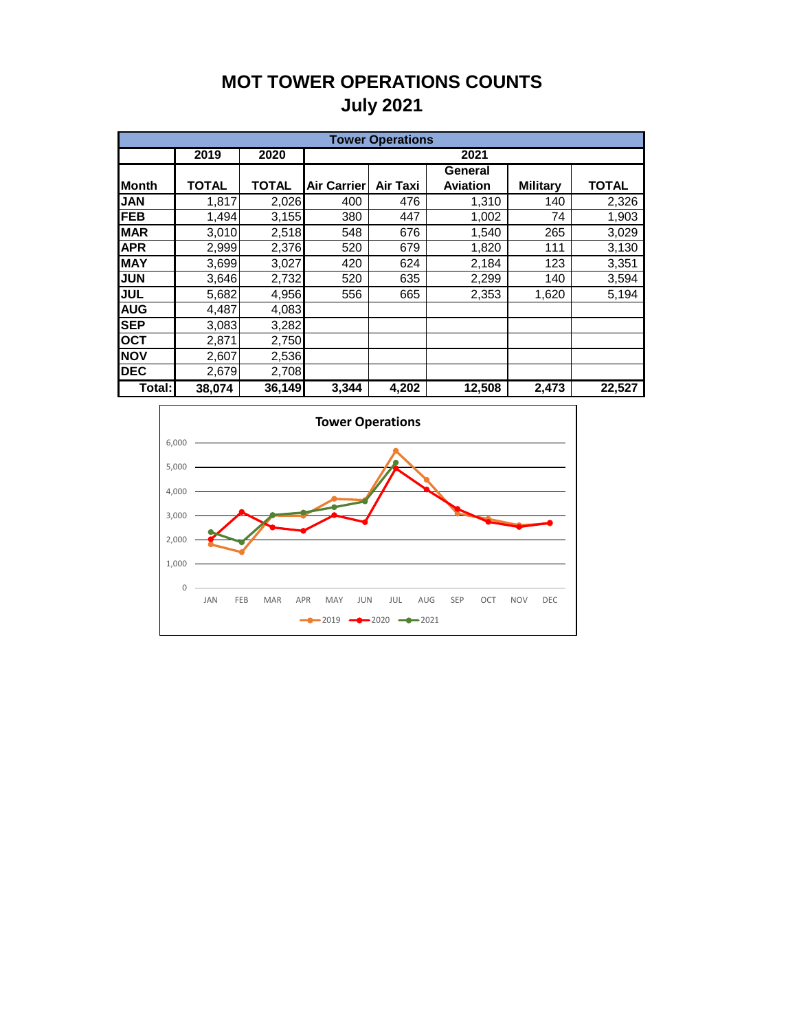# MOT TOWER OPERATIONS COUNTS
## July 2021

| Tower Operations | | | | | | | |
|---|---|---|---|---|---|---|---|
| | 2019 | 2020 | 2021 | | | | |
| Month | TOTAL | TOTAL | Air Carrier | Air Taxi | General Aviation | Military | TOTAL |
| JAN | 1,817 | 2,026 | 400 | 476 | 1,310 | 140 | 2,326 |
| FEB | 1,494 | 3,155 | 380 | 447 | 1,002 | 74 | 1,903 |
| MAR | 3,010 | 2,518 | 548 | 676 | 1,540 | 265 | 3,029 |
| APR | 2,999 | 2,376 | 520 | 679 | 1,820 | 111 | 3,130 |
| MAY | 3,699 | 3,027 | 420 | 624 | 2,184 | 123 | 3,351 |
| JUN | 3,646 | 2,732 | 520 | 635 | 2,299 | 140 | 3,594 |
| JUL | 5,682 | 4,956 | 556 | 665 | 2,353 | 1,620 | 5,194 |
| AUG | 4,487 | 4,083 | | | | | |
| SEP | 3,083 | 3,282 | | | | | |
| OCT | 2,871 | 2,750 | | | | | |
| NOV | 2,607 | 2,536 | | | | | |
| DEC | 2,679 | 2,708 | | | | | |
| **Total:** | **38,074** | **36,149** | **3,344** | **4,202** | **12,508** | **2,473** | **22,527** |

**Tower Operations**

6,000
5,000
4,000
3,000
2,000
1,000
0

JAN FEB MAR APR MAY JUN JUL AUG SEP OCT NOV DEC

2019 2020 2021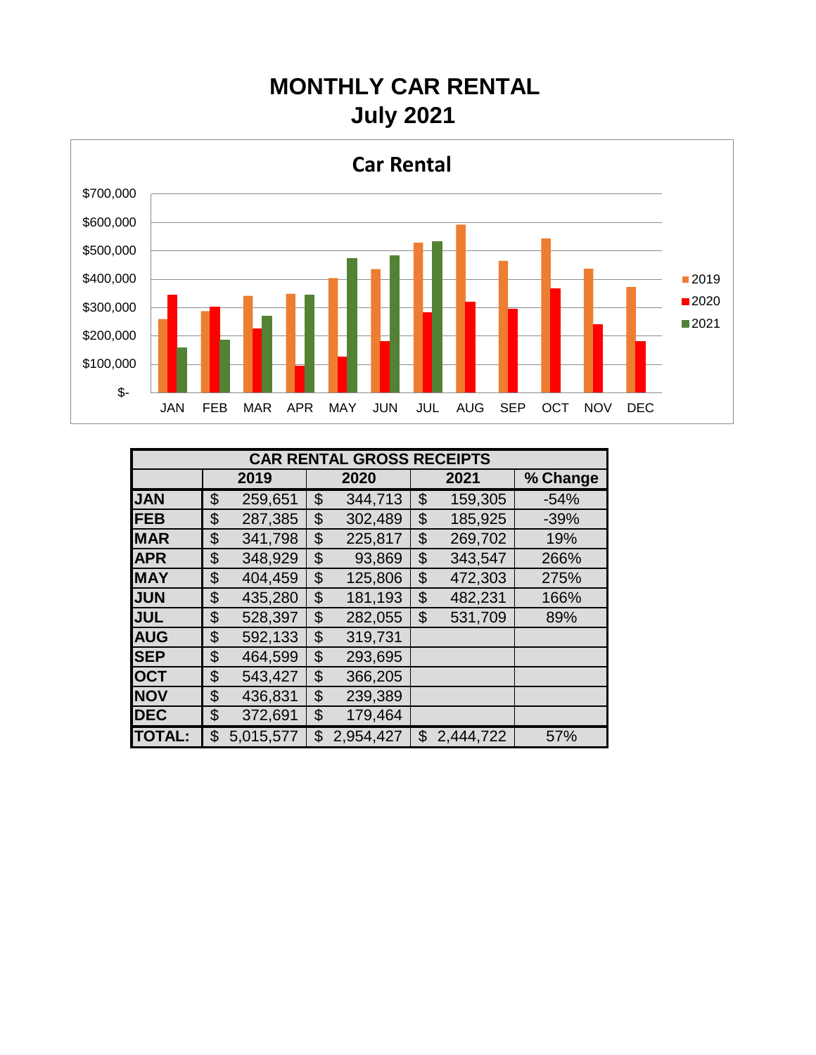# MONTHLY CAR RENTAL
## July 2021

**Car Rental**

| | CAR RENTAL GROSS RECEIPTS | | | |
|---|---|---|---|---|
| | **2019** | **2020** | **2021** | **% Change** |
| **JAN** | $ 259,651 | $ 344,713 | $ 159,305 | -54% |
| **FEB** | $ 287,385 | $ 302,489 | $ 185,925 | -39% |
| **MAR** | $ 341,798 | $ 225,817 | $ 269,702 | 19% |
| **APR** | $ 348,929 | $ 93,869 | $ 343,547 | 266% |
| **MAY** | $ 404,459 | $ 125,806 | $ 472,303 | 275% |
| **JUN** | $ 435,280 | $ 181,193 | $ 482,231 | 166% |
| **JUL** | $ 528,397 | $ 282,055 | $ 531,709 | 89% |
| **AUG** | $ 592,133 | $ 319,731 | | |
| **SEP** | $ 464,599 | $ 293,695 | | |
| **OCT** | $ 543,427 | $ 366,205 | | |
| **NOV** | $ 436,831 | $ 239,389 | | |
| **DEC** | $ 372,691 | $ 179,464 | | |
| **TOTAL:** | $ 5,015,577 | $ 2,954,427 | $ 2,444,722 | 57% |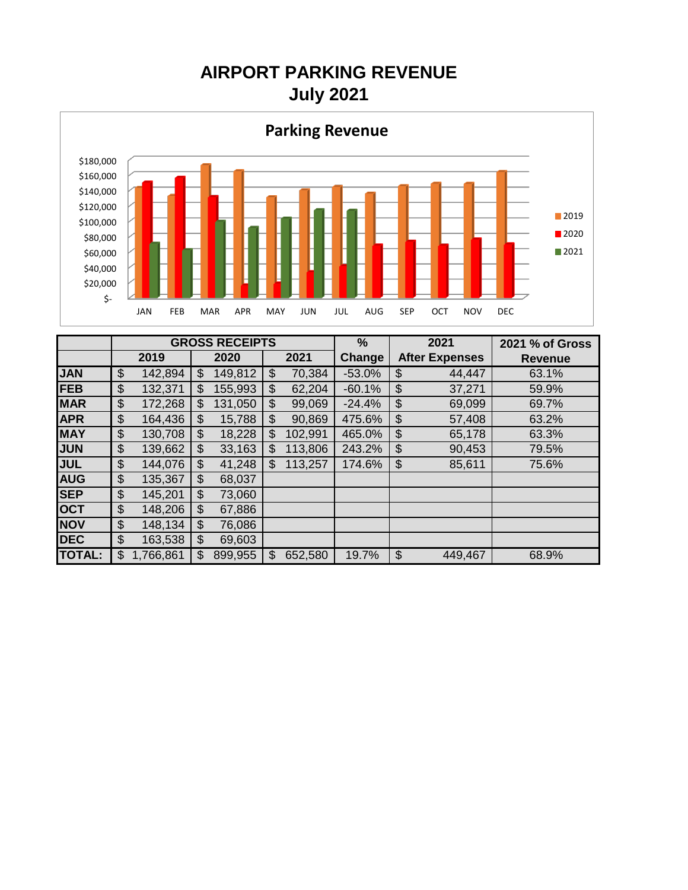# AIRPORT PARKING REVENUE
## July 2021

Parking Revenue

| | GROSS RECEIPTS | | | % | 2021 | 2021 % of Gross |
|---|---|---|---|---|---|---|
| | 2019 | 2020 | 2021 | Change | After Expenses | Revenue |
| JAN | $ 142,894 | $ 149,812 | $ 70,384 | -53.0% | $ 44,447 | 63.1% |
| FEB | $ 132,371 | $ 155,993 | $ 62,204 | -60.1% | $ 37,271 | 59.9% |
| MAR | $ 172,268 | $ 131,050 | $ 99,069 | -24.4% | $ 69,099 | 69.7% |
| APR | $ 164,436 | $ 15,788 | $ 90,869 | 475.6% | $ 57,408 | 63.2% |
| MAY | $ 130,708 | $ 18,228 | $ 102,991 | 465.0% | $ 65,178 | 63.3% |
| JUN | $ 139,662 | $ 33,163 | $ 113,806 | 243.2% | $ 90,453 | 79.5% |
| JUL | $ 144,076 | $ 41,248 | $ 113,257 | 174.6% | $ 85,611 | 75.6% |
| AUG | $ 135,367 | $ 68,037 | | | | |
| SEP | $ 145,201 | $ 73,060 | | | | |
| OCT | $ 148,206 | $ 67,886 | | | | |
| NOV | $ 148,134 | $ 76,086 | | | | |
| DEC | $ 163,538 | $ 69,603 | | | | |
| TOTAL: | $ 1,766,861 | $ 899,955 | $ 652,580 | 19.7% | $ 449,467 | 68.9% |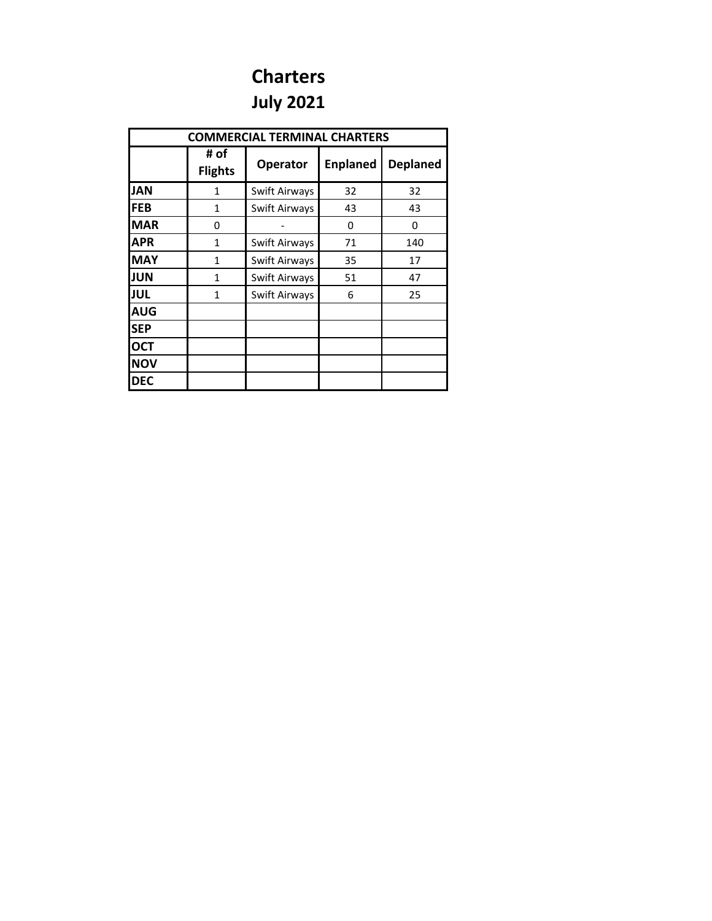# Charters

## July 2021

| COMMERCIAL TERMINAL CHARTERS | | | | |
|---|---|---|---|---|
| | # of Flights | Operator | Enplaned | Deplaned |
| **JAN** | 1 | Swift Airways | 32 | 32 |
| **FEB** | 1 | Swift Airways | 43 | 43 |
| **MAR** | 0 | - | 0 | 0 |
| **APR** | 1 | Swift Airways | 71 | 140 |
| **MAY** | 1 | Swift Airways | 35 | 17 |
| **JUN** | 1 | Swift Airways | 51 | 47 |
| **JUL** | 1 | Swift Airways | 6 | 25 |
| **AUG** | | | | |
| **SEP** | | | | |
| **OCT** | | | | |
| **NOV** | | | | |
| **DEC** | | | | |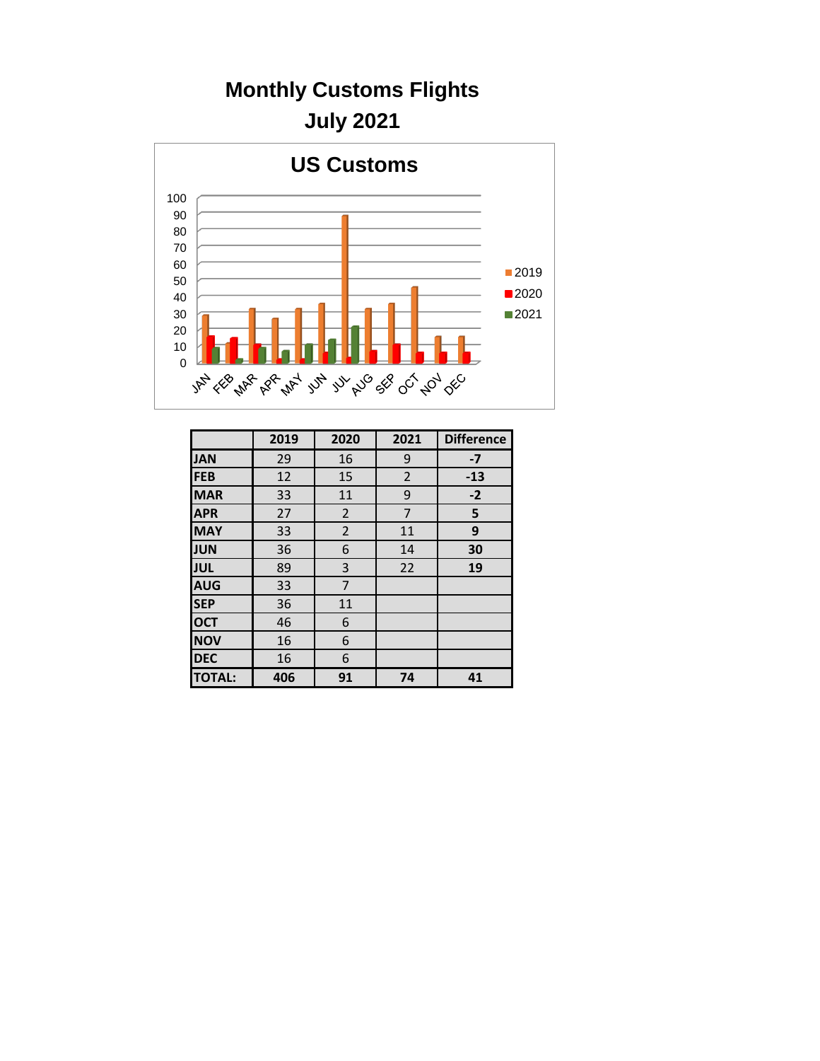# Monthly Customs Flights
## July 2021

US Customs

|  | 2019 | 2020 | 2021 | Difference |
|---|---|---|---|---|
| JAN | 29 | 16 | 9 | -7 |
| FEB | 12 | 15 | 2 | -13 |
| MAR | 33 | 11 | 9 | -2 |
| APR | 27 | 2 | 7 | 5 |
| MAY | 33 | 2 | 11 | 9 |
| JUN | 36 | 6 | 14 | 30 |
| JUL | 89 | 3 | 22 | 19 |
| AUG | 33 | 7 |  |  |
| SEP | 36 | 11 |  |  |
| OCT | 46 | 6 |  |  |
| NOV | 16 | 6 |  |  |
| DEC | 16 | 6 |  |  |
| TOTAL: | 406 | 91 | 74 | 41 |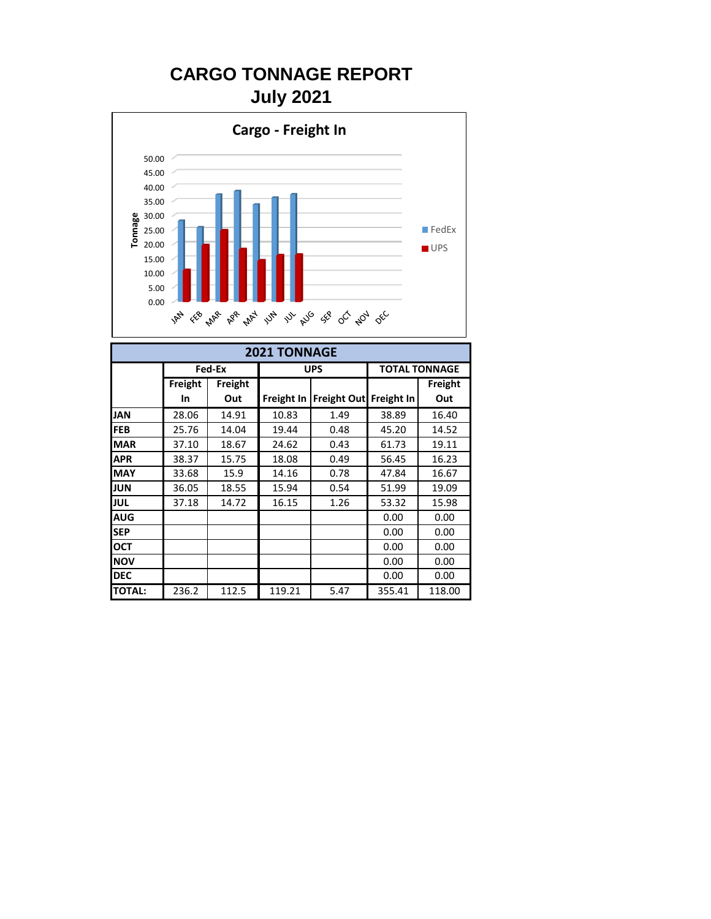# CARGO TONNAGE REPORT
## July 2021

**Cargo - Freight In**

Tonnage

50.00
45.00
40.00
35.00
30.00
25.00
20.00
15.00
10.00
5.00
0.00

JAN FEB MAR APR MAY JUN JUL AUG SEP OCT NOV DEC

FedEx
UPS

| 2021 TONNAGE | | | | | | |
|---|---|---|---|---|---|---|
| | Fed-Ex | | UPS | | TOTAL TONNAGE | |
| | Freight In | Freight Out | Freight In | Freight Out | Freight In | Freight Out |
| **JAN** | 28.06 | 14.91 | 10.83 | 1.49 | 38.89 | 16.40 |
| **FEB** | 25.76 | 14.04 | 19.44 | 0.48 | 45.20 | 14.52 |
| **MAR** | 37.10 | 18.67 | 24.62 | 0.43 | 61.73 | 19.11 |
| **APR** | 38.37 | 15.75 | 18.08 | 0.49 | 56.45 | 16.23 |
| **MAY** | 33.68 | 15.9 | 14.16 | 0.78 | 47.84 | 16.67 |
| **JUN** | 36.05 | 18.55 | 15.94 | 0.54 | 51.99 | 19.09 |
| **JUL** | 37.18 | 14.72 | 16.15 | 1.26 | 53.32 | 15.98 |
| **AUG** | | | | | 0.00 | 0.00 |
| **SEP** | | | | | 0.00 | 0.00 |
| **OCT** | | | | | 0.00 | 0.00 |
| **NOV** | | | | | 0.00 | 0.00 |
| **DEC** | | | | | 0.00 | 0.00 |
| **TOTAL:** | 236.2 | 112.5 | 119.21 | 5.47 | 355.41 | 118.00 |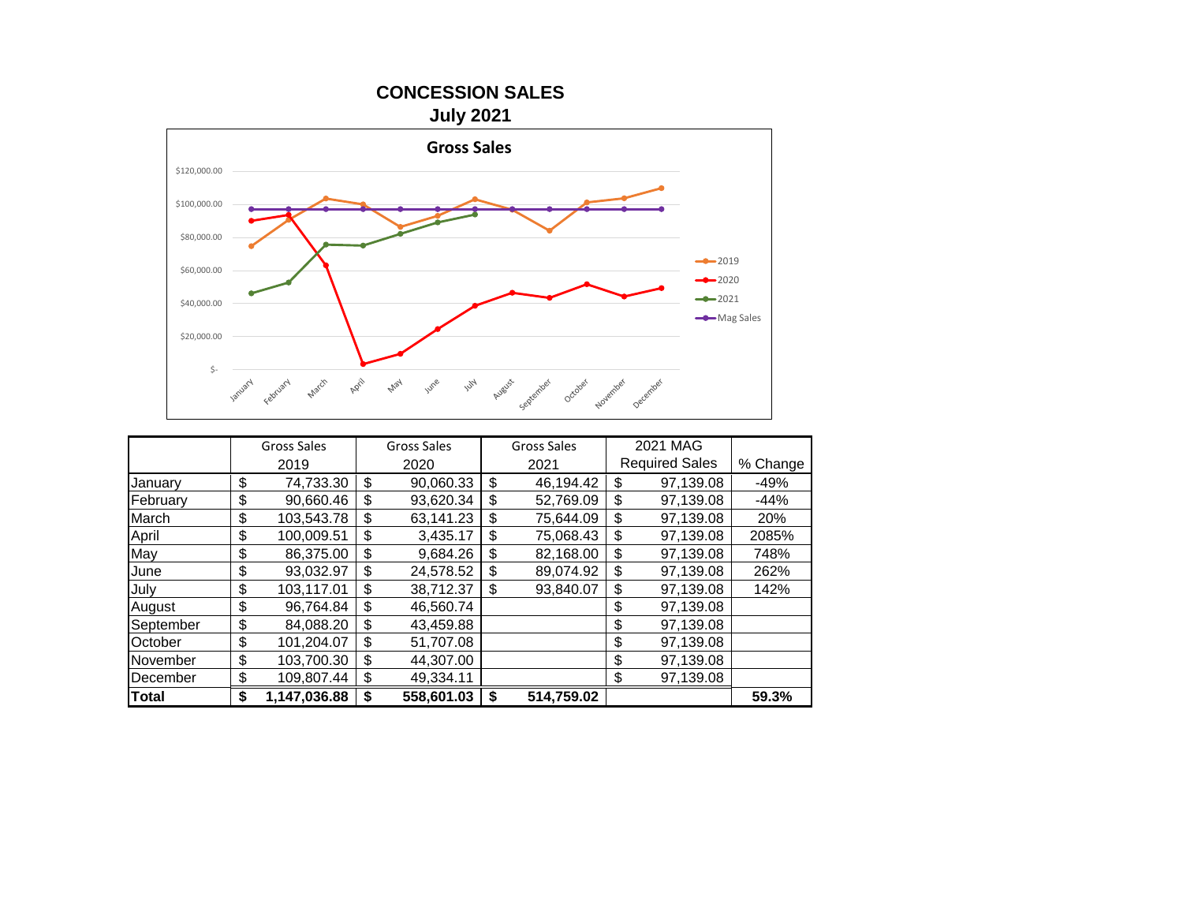# CONCESSION SALES
## July 2021

**Gross Sales**

| | Gross Sales 2019 | Gross Sales 2020 | Gross Sales 2021 | 2021 MAG Required Sales | % Change |
|---|---|---|---|---|---|
| January | $ 74,733.30 | $ 90,060.33 | $ 46,194.42 | $ 97,139.08 | -49% |
| February | $ 90,660.46 | $ 93,620.34 | $ 52,769.09 | $ 97,139.08 | -44% |
| March | $ 103,543.78 | $ 63,141.23 | $ 75,644.09 | $ 97,139.08 | 20% |
| April | $ 100,009.51 | $ 3,435.17 | $ 75,068.43 | $ 97,139.08 | 2085% |
| May | $ 86,375.00 | $ 9,684.26 | $ 82,168.00 | $ 97,139.08 | 748% |
| June | $ 93,032.97 | $ 24,578.52 | $ 89,074.92 | $ 97,139.08 | 262% |
| July | $ 103,117.01 | $ 38,712.37 | $ 93,840.07 | $ 97,139.08 | 142% |
| August | $ 96,764.84 | $ 46,560.74 | | $ 97,139.08 | |
| September | $ 84,088.20 | $ 43,459.88 | | $ 97,139.08 | |
| October | $ 101,204.07 | $ 51,707.08 | | $ 97,139.08 | |
| November | $ 103,700.30 | $ 44,307.00 | | $ 97,139.08 | |
| December | $ 109,807.44 | $ 49,334.11 | | $ 97,139.08 | |
| **Total** | **$ 1,147,036.88** | **$ 558,601.03** | **$ 514,759.02** | | **59.3%** |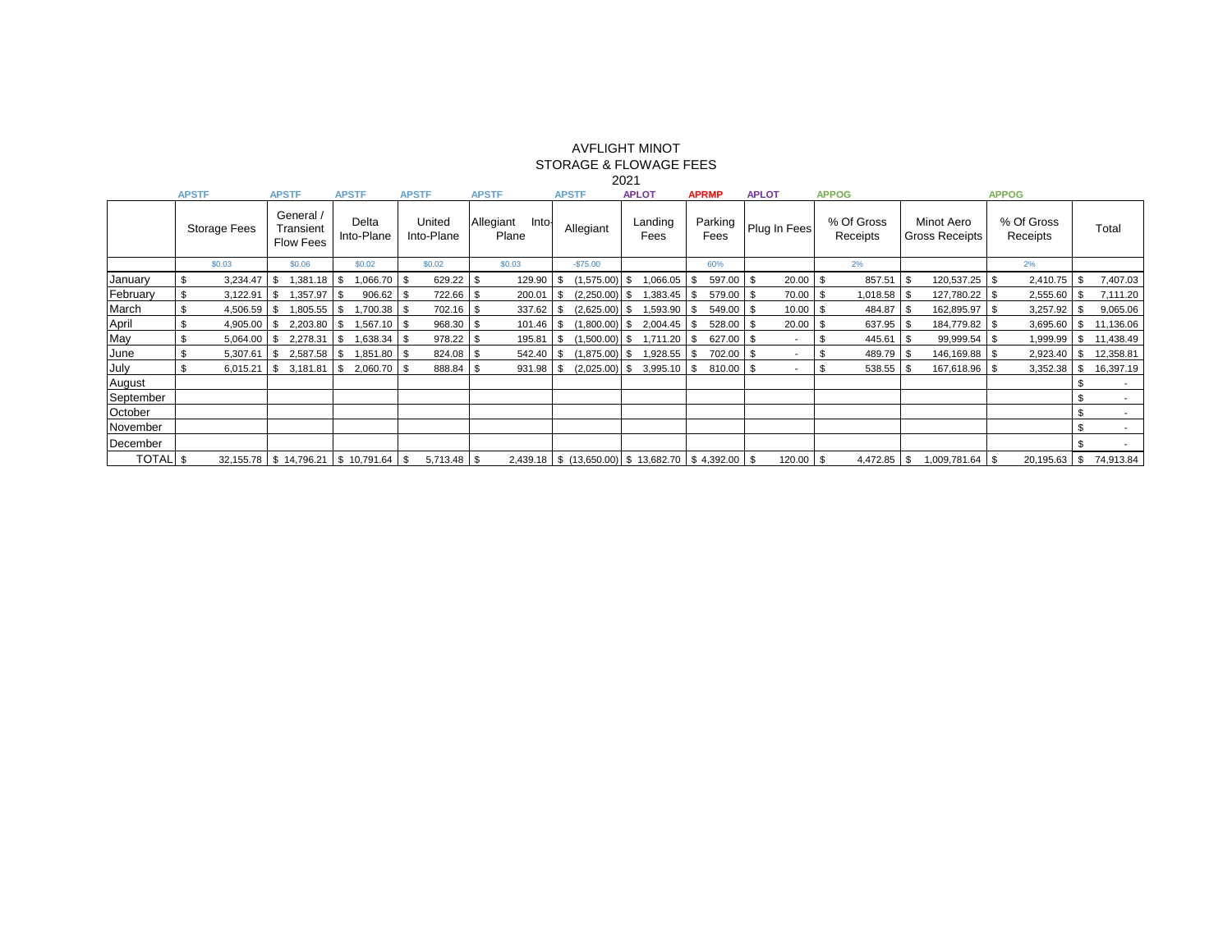# AVFLIGHT MINOT
## STORAGE & FLOWAGE FEES
### 2021

| | APSTF | APSTF | APSTF | APSTF | APSTF | APSTF | APLOT | APRMP | APLOT | APPOG | | APPOG | |
|---|---|---|---|---|---|---|---|---|---|---|---|---|---|
| | Storage Fees | General / Transient Flow Fees | Delta Into-Plane | United Into-Plane | Allegiant Into-Plane | Allegiant | Landing Fees | Parking Fees | Plug In Fees | % Of Gross Receipts | Minot Aero Gross Receipts | % Of Gross Receipts | Total |
| | $0.03 | $0.06 | $0.02 | $0.02 | $0.03 | -$75.00 | | 60% | | 2% | | 2% | |
| January | $ 3,234.47 | $ 1,381.18 | $ 1,066.70 | $ 629.22 | $ 129.90 | $ (1,575.00) | $ 1,066.05 | $ 597.00 | $ 20.00 | $ 857.51 | $ 120,537.25 | $ 2,410.75 | $ 7,407.03 |
| February | $ 3,122.91 | $ 1,357.97 | $ 906.62 | $ 722.66 | $ 200.01 | $ (2,250.00) | $ 1,383.45 | $ 579.00 | $ 70.00 | $ 1,018.58 | $ 127,780.22 | $ 2,555.60 | $ 7,111.20 |
| March | $ 4,506.59 | $ 1,805.55 | $ 1,700.38 | $ 702.16 | $ 337.62 | $ (2,625.00) | $ 1,593.90 | $ 549.00 | $ 10.00 | $ 484.87 | $ 162,895.97 | $ 3,257.92 | $ 9,065.06 |
| April | $ 4,905.00 | $ 2,203.80 | $ 1,567.10 | $ 968.30 | $ 101.46 | $ (1,800.00) | $ 2,004.45 | $ 528.00 | $ 20.00 | $ 637.95 | $ 184,779.82 | $ 3,695.60 | $ 11,136.06 |
| May | $ 5,064.00 | $ 2,278.31 | $ 1,638.34 | $ 978.22 | $ 195.81 | $ (1,500.00) | $ 1,711.20 | $ 627.00 | $ - | $ 445.61 | $ 99,999.54 | $ 1,999.99 | $ 11,438.49 |
| June | $ 5,307.61 | $ 2,587.58 | $ 1,851.80 | $ 824.08 | $ 542.40 | $ (1,875.00) | $ 1,928.55 | $ 702.00 | $ - | $ 489.79 | $ 146,169.88 | $ 2,923.40 | $ 12,358.81 |
| July | $ 6,015.21 | $ 3,181.81 | $ 2,060.70 | $ 888.84 | $ 931.98 | $ (2,025.00) | $ 3,995.10 | $ 810.00 | $ - | $ 538.55 | $ 167,618.96 | $ 3,352.38 | $ 16,397.19 |
| August | | | | | | | | | | | | | $ - |
| September | | | | | | | | | | | | | $ - |
| October | | | | | | | | | | | | | $ - |
| November | | | | | | | | | | | | | $ - |
| December | | | | | | | | | | | | | $ - |
| TOTAL | $ 32,155.78 | $ 14,796.21 | $ 10,791.64 | $ 5,713.48 | $ 2,439.18 | $ (13,650.00) | $ 13,682.70 | $ 4,392.00 | $ 120.00 | $ 4,472.85 | $ 1,009,781.64 | $ 20,195.63 | $ 74,913.84 |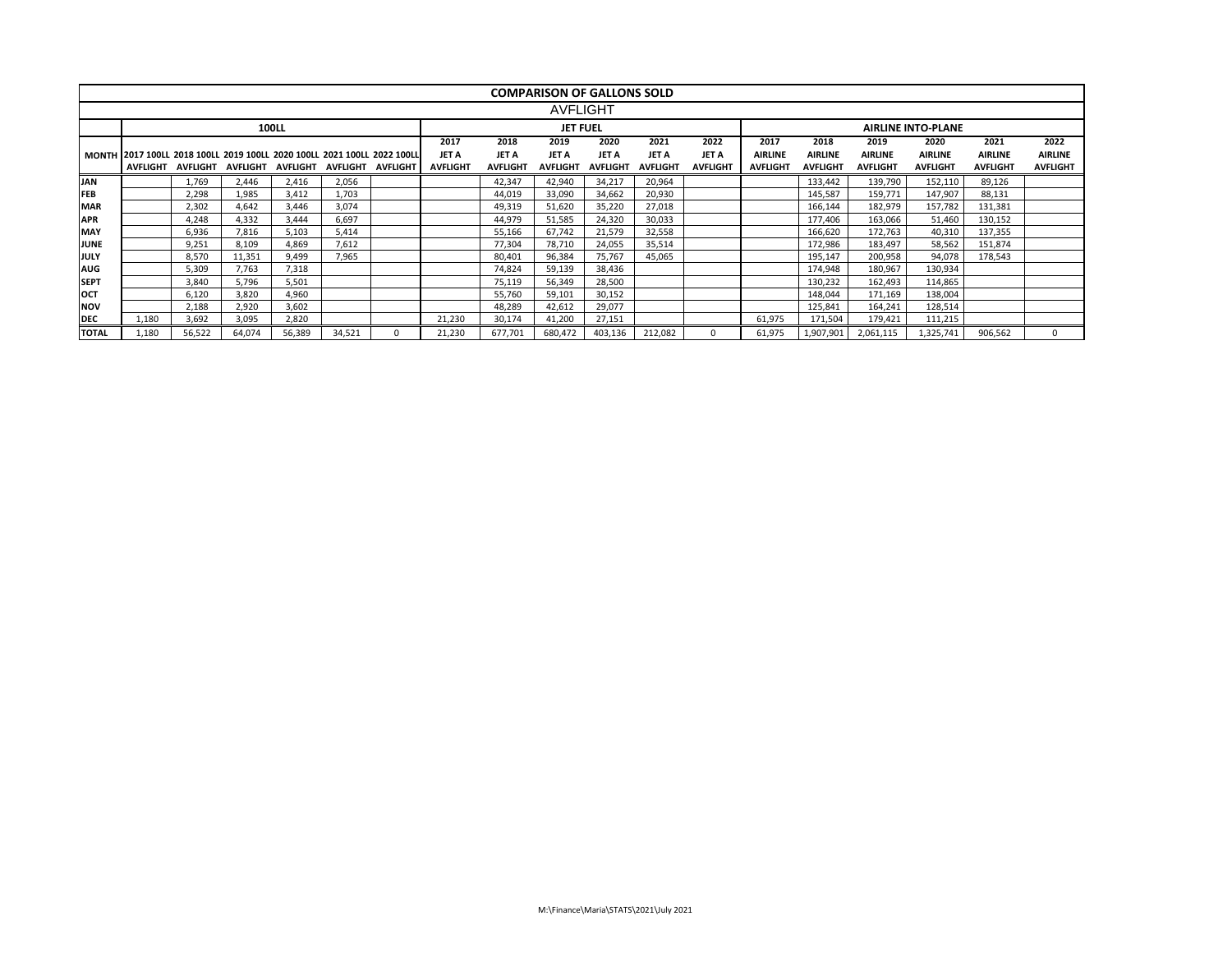## COMPARISON OF GALLONS SOLD

### AVFLIGHT

| MONTH | 100LL | | | | | | JET FUEL | | | | | | AIRLINE INTO-PLANE | | | | | |
|---|---|---|---|---|---|---|---|---|---|---|---|---|---|---|---|---|---|---|
| | 2017 100LL AVFLIGHT | 2018 100LL AVFLIGHT | 2019 100LL AVFLIGHT | 2020 100LL AVFLIGHT | 2021 100LL AVFLIGHT | 2022 100LL AVFLIGHT | 2017 JET A AVFLIGHT | 2018 JET A AVFLIGHT | 2019 JET A AVFLIGHT | 2020 JET A AVFLIGHT | 2021 JET A AVFLIGHT | 2022 JET A AVFLIGHT | 2017 AIRLINE AVFLIGHT | 2018 AIRLINE AVFLIGHT | 2019 AIRLINE AVFLIGHT | 2020 AIRLINE AVFLIGHT | 2021 AIRLINE AVFLIGHT | 2022 AIRLINE AVFLIGHT |
| JAN | | 1,769 | 2,446 | 2,416 | 2,056 | | | 42,347 | 42,940 | 34,217 | 20,964 | | | 133,442 | 139,790 | 152,110 | 89,126 | |
| FEB | | 2,298 | 1,985 | 3,412 | 1,703 | | | 44,019 | 33,090 | 34,662 | 20,930 | | | 145,587 | 159,771 | 147,907 | 88,131 | |
| MAR | | 2,302 | 4,642 | 3,446 | 3,074 | | | 49,319 | 51,620 | 35,220 | 27,018 | | | 166,144 | 182,979 | 157,782 | 131,381 | |
| APR | | 4,248 | 4,332 | 3,444 | 6,697 | | | 44,979 | 51,585 | 24,320 | 30,033 | | | 177,406 | 163,066 | 51,460 | 130,152 | |
| MAY | | 6,936 | 7,816 | 5,103 | 5,414 | | | 55,166 | 67,742 | 21,579 | 32,558 | | | 166,620 | 172,763 | 40,310 | 137,355 | |
| JUNE | | 9,251 | 8,109 | 4,869 | 7,612 | | | 77,304 | 78,710 | 24,055 | 35,514 | | | 172,986 | 183,497 | 58,562 | 151,874 | |
| JULY | | 8,570 | 11,351 | 9,499 | 7,965 | | | 80,401 | 96,384 | 75,767 | 45,065 | | | 195,147 | 200,958 | 94,078 | 178,543 | |
| AUG | | 5,309 | 7,763 | 7,318 | | | | 74,824 | 59,139 | 38,436 | | | | 174,948 | 180,967 | 130,934 | | |
| SEPT | | 3,840 | 5,796 | 5,501 | | | | 75,119 | 56,349 | 28,500 | | | | 130,232 | 162,493 | 114,865 | | |
| OCT | | 6,120 | 3,820 | 4,960 | | | | 55,760 | 59,101 | 30,152 | | | | 148,044 | 171,169 | 138,004 | | |
| NOV | | 2,188 | 2,920 | 3,602 | | | | 48,289 | 42,612 | 29,077 | | | | 125,841 | 164,241 | 128,514 | | |
| DEC | 1,180 | 3,692 | 3,095 | 2,820 | | | 21,230 | 30,174 | 41,200 | 27,151 | | | 61,975 | 171,504 | 179,421 | 111,215 | | |
| TOTAL | 1,180 | 56,522 | 64,074 | 56,389 | 34,521 | 0 | 21,230 | 677,701 | 680,472 | 403,136 | 212,082 | 0 | 61,975 | 1,907,901 | 2,061,115 | 1,325,741 | 906,562 | 0 |

M:\Finance\Maria\STATS\2021\July 2021